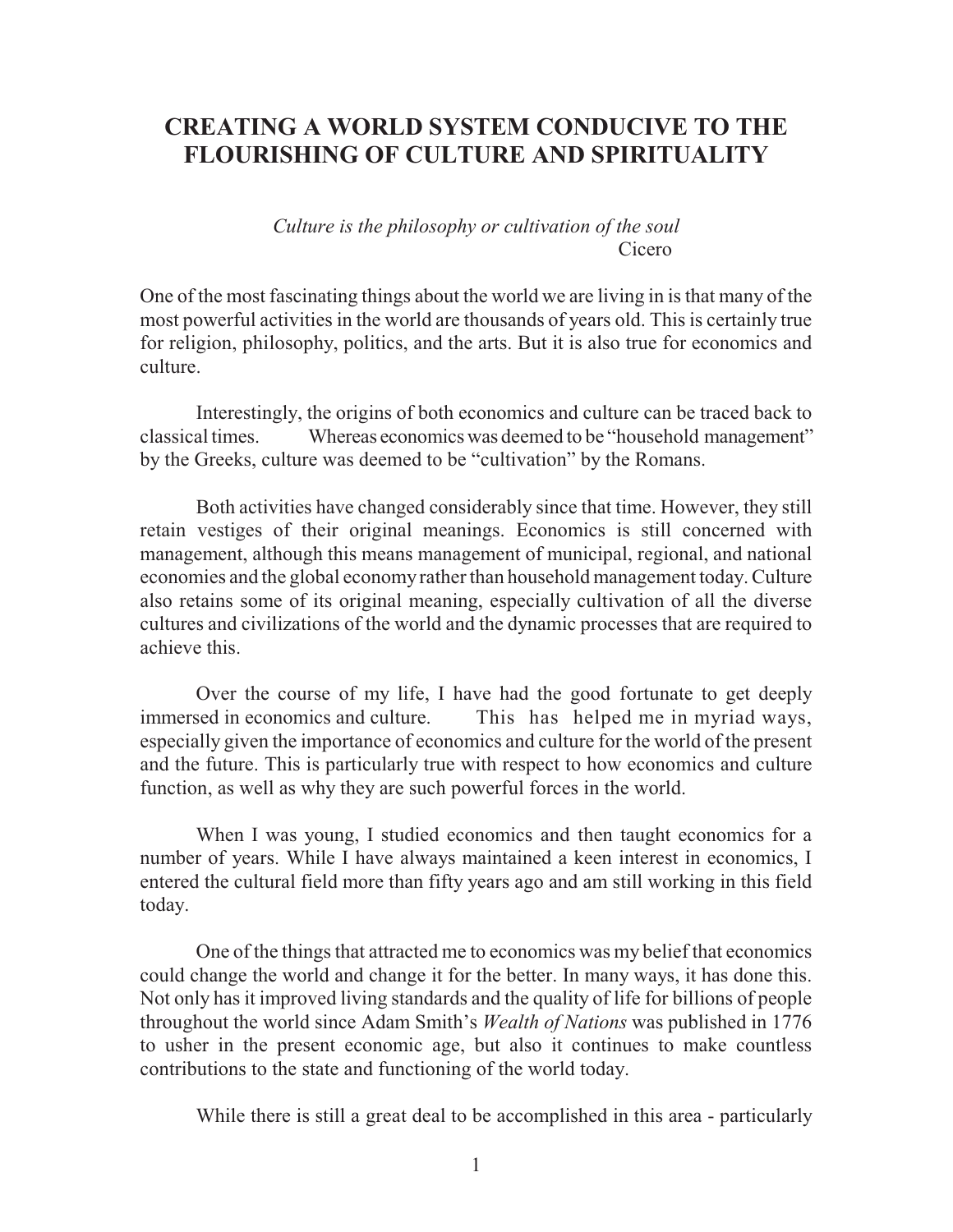# CREATING A WORLD SYSTEM CONDUCIVE TO THE FLOURISHING OF CULTURE AND SPIRITUALITY

*Culture is the philosophy or cultivation of the soul*
Cicero

One of the most fascinating things about the world we are living in is that many of the most powerful activities in the world are thousands of years old. This is certainly true for religion, philosophy, politics, and the arts. But it is also true for economics and culture.

Interestingly, the origins of both economics and culture can be traced back to classical times. Whereas economics was deemed to be "household management" by the Greeks, culture was deemed to be "cultivation" by the Romans.

Both activities have changed considerably since that time. However, they still retain vestiges of their original meanings. Economics is still concerned with management, although this means management of municipal, regional, and national economies and the global economy rather than household management today. Culture also retains some of its original meaning, especially cultivation of all the diverse cultures and civilizations of the world and the dynamic processes that are required to achieve this.

Over the course of my life, I have had the good fortunate to get deeply immersed in economics and culture. This has helped me in myriad ways, especially given the importance of economics and culture for the world of the present and the future. This is particularly true with respect to how economics and culture function, as well as why they are such powerful forces in the world.

When I was young, I studied economics and then taught economics for a number of years. While I have always maintained a keen interest in economics, I entered the cultural field more than fifty years ago and am still working in this field today.

One of the things that attracted me to economics was my belief that economics could change the world and change it for the better. In many ways, it has done this. Not only has it improved living standards and the quality of life for billions of people throughout the world since Adam Smith's *Wealth of Nations* was published in 1776 to usher in the present economic age, but also it continues to make countless contributions to the state and functioning of the world today.

While there is still a great deal to be accomplished in this area - particularly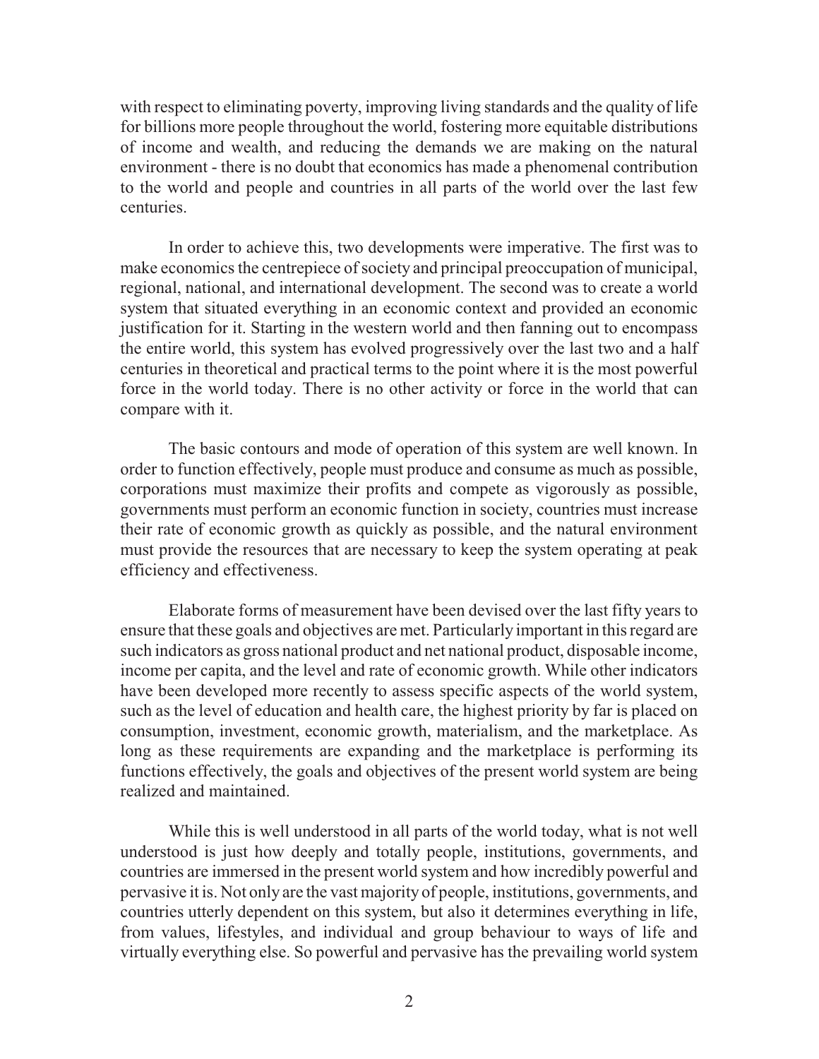with respect to eliminating poverty, improving living standards and the quality of life for billions more people throughout the world, fostering more equitable distributions of income and wealth, and reducing the demands we are making on the natural environment - there is no doubt that economics has made a phenomenal contribution to the world and people and countries in all parts of the world over the last few centuries.

In order to achieve this, two developments were imperative. The first was to make economics the centrepiece of society and principal preoccupation of municipal, regional, national, and international development. The second was to create a world system that situated everything in an economic context and provided an economic justification for it. Starting in the western world and then fanning out to encompass the entire world, this system has evolved progressively over the last two and a half centuries in theoretical and practical terms to the point where it is the most powerful force in the world today. There is no other activity or force in the world that can compare with it.

The basic contours and mode of operation of this system are well known. In order to function effectively, people must produce and consume as much as possible, corporations must maximize their profits and compete as vigorously as possible, governments must perform an economic function in society, countries must increase their rate of economic growth as quickly as possible, and the natural environment must provide the resources that are necessary to keep the system operating at peak efficiency and effectiveness.

Elaborate forms of measurement have been devised over the last fifty years to ensure that these goals and objectives are met. Particularly important in this regard are such indicators as gross national product and net national product, disposable income, income per capita, and the level and rate of economic growth. While other indicators have been developed more recently to assess specific aspects of the world system, such as the level of education and health care, the highest priority by far is placed on consumption, investment, economic growth, materialism, and the marketplace. As long as these requirements are expanding and the marketplace is performing its functions effectively, the goals and objectives of the present world system are being realized and maintained.

While this is well understood in all parts of the world today, what is not well understood is just how deeply and totally people, institutions, governments, and countries are immersed in the present world system and how incredibly powerful and pervasive it is. Not only are the vast majority of people, institutions, governments, and countries utterly dependent on this system, but also it determines everything in life, from values, lifestyles, and individual and group behaviour to ways of life and virtually everything else. So powerful and pervasive has the prevailing world system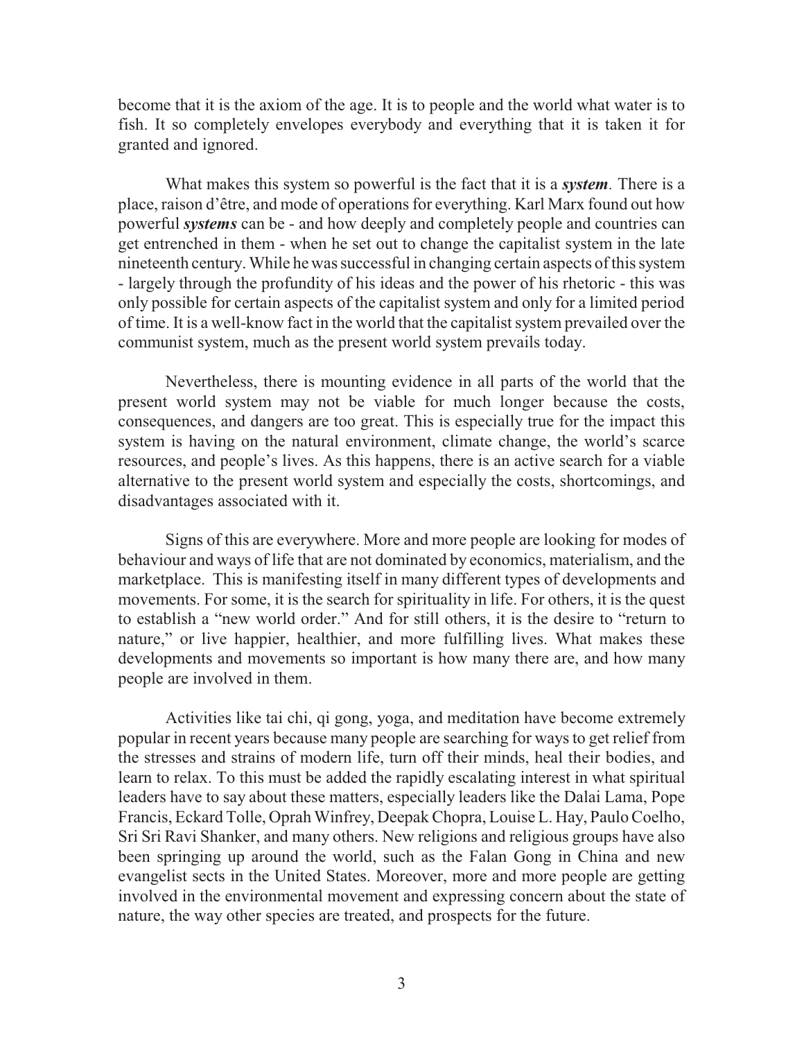become that it is the axiom of the age. It is to people and the world what water is to fish. It so completely envelopes everybody and everything that it is taken it for granted and ignored.

What makes this system so powerful is the fact that it is a ***system***. There is a place, raison d'être, and mode of operations for everything. Karl Marx found out how powerful ***systems*** can be - and how deeply and completely people and countries can get entrenched in them - when he set out to change the capitalist system in the late nineteenth century. While he was successful in changing certain aspects of this system - largely through the profundity of his ideas and the power of his rhetoric - this was only possible for certain aspects of the capitalist system and only for a limited period of time. It is a well-know fact in the world that the capitalist system prevailed over the communist system, much as the present world system prevails today.

Nevertheless, there is mounting evidence in all parts of the world that the present world system may not be viable for much longer because the costs, consequences, and dangers are too great. This is especially true for the impact this system is having on the natural environment, climate change, the world's scarce resources, and people's lives. As this happens, there is an active search for a viable alternative to the present world system and especially the costs, shortcomings, and disadvantages associated with it.

Signs of this are everywhere. More and more people are looking for modes of behaviour and ways of life that are not dominated by economics, materialism, and the marketplace. This is manifesting itself in many different types of developments and movements. For some, it is the search for spirituality in life. For others, it is the quest to establish a "new world order." And for still others, it is the desire to "return to nature," or live happier, healthier, and more fulfilling lives. What makes these developments and movements so important is how many there are, and how many people are involved in them.

Activities like tai chi, qi gong, yoga, and meditation have become extremely popular in recent years because many people are searching for ways to get relief from the stresses and strains of modern life, turn off their minds, heal their bodies, and learn to relax. To this must be added the rapidly escalating interest in what spiritual leaders have to say about these matters, especially leaders like the Dalai Lama, Pope Francis, Eckard Tolle, Oprah Winfrey, Deepak Chopra, Louise L. Hay, Paulo Coelho, Sri Sri Ravi Shanker, and many others. New religions and religious groups have also been springing up around the world, such as the Falan Gong in China and new evangelist sects in the United States. Moreover, more and more people are getting involved in the environmental movement and expressing concern about the state of nature, the way other species are treated, and prospects for the future.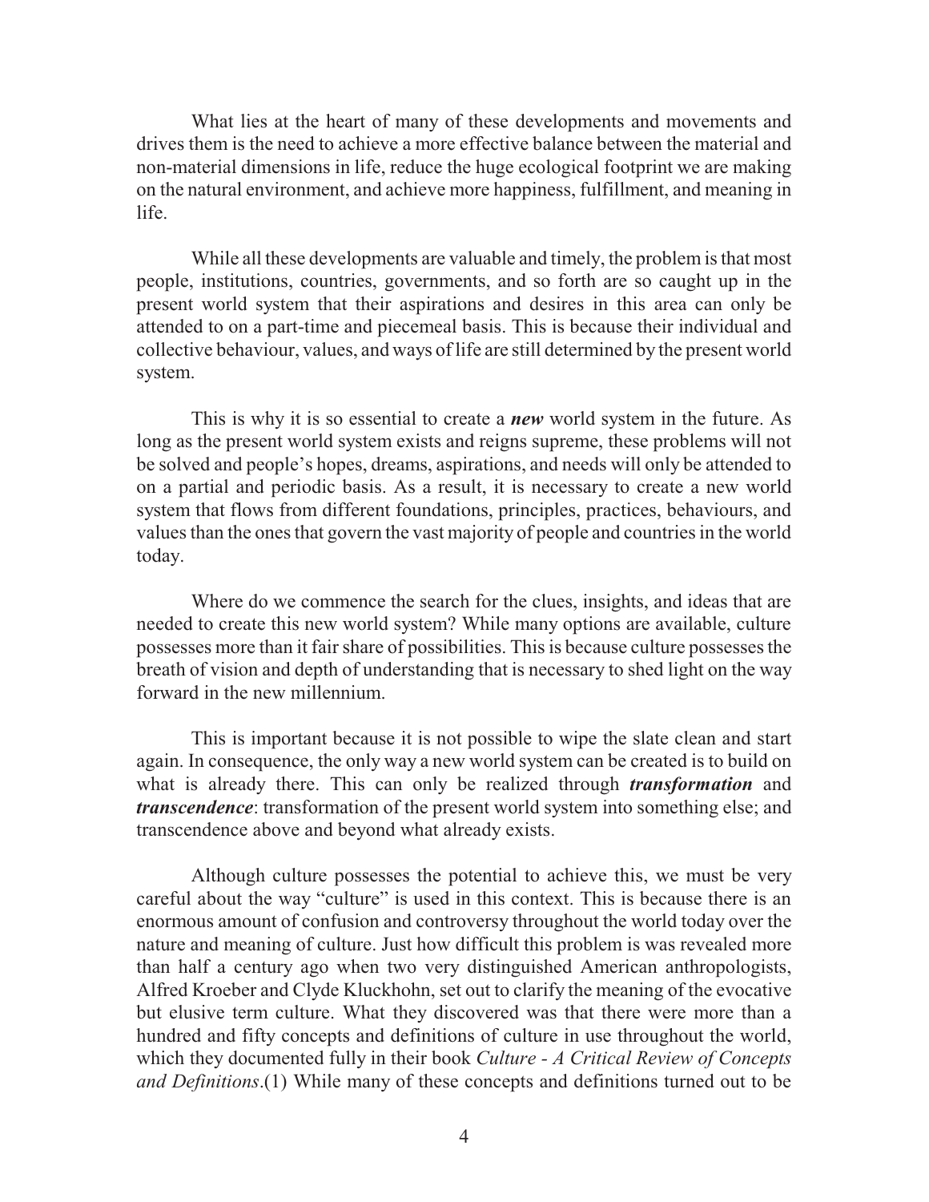What lies at the heart of many of these developments and movements and drives them is the need to achieve a more effective balance between the material and non-material dimensions in life, reduce the huge ecological footprint we are making on the natural environment, and achieve more happiness, fulfillment, and meaning in life.

While all these developments are valuable and timely, the problem is that most people, institutions, countries, governments, and so forth are so caught up in the present world system that their aspirations and desires in this area can only be attended to on a part-time and piecemeal basis. This is because their individual and collective behaviour, values, and ways of life are still determined by the present world system.

This is why it is so essential to create a ***new*** world system in the future. As long as the present world system exists and reigns supreme, these problems will not be solved and people's hopes, dreams, aspirations, and needs will only be attended to on a partial and periodic basis. As a result, it is necessary to create a new world system that flows from different foundations, principles, practices, behaviours, and values than the ones that govern the vast majority of people and countries in the world today.

Where do we commence the search for the clues, insights, and ideas that are needed to create this new world system? While many options are available, culture possesses more than it fair share of possibilities. This is because culture possesses the breath of vision and depth of understanding that is necessary to shed light on the way forward in the new millennium.

This is important because it is not possible to wipe the slate clean and start again. In consequence, the only way a new world system can be created is to build on what is already there. This can only be realized through ***transformation*** and ***transcendence***: transformation of the present world system into something else; and transcendence above and beyond what already exists.

Although culture possesses the potential to achieve this, we must be very careful about the way "culture" is used in this context. This is because there is an enormous amount of confusion and controversy throughout the world today over the nature and meaning of culture. Just how difficult this problem is was revealed more than half a century ago when two very distinguished American anthropologists, Alfred Kroeber and Clyde Kluckhohn, set out to clarify the meaning of the evocative but elusive term culture. What they discovered was that there were more than a hundred and fifty concepts and definitions of culture in use throughout the world, which they documented fully in their book *Culture - A Critical Review of Concepts and Definitions*.(1) While many of these concepts and definitions turned out to be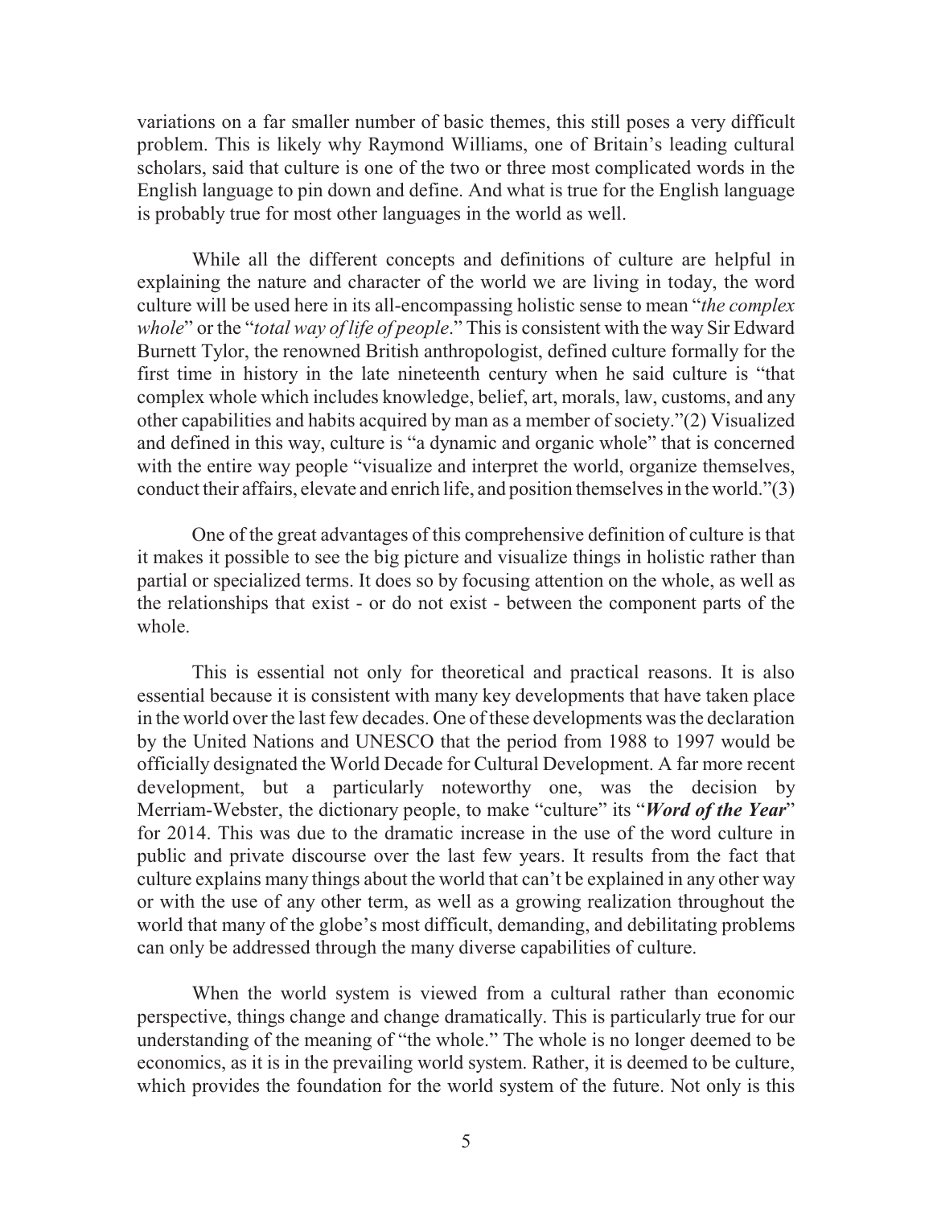variations on a far smaller number of basic themes, this still poses a very difficult problem. This is likely why Raymond Williams, one of Britain's leading cultural scholars, said that culture is one of the two or three most complicated words in the English language to pin down and define. And what is true for the English language is probably true for most other languages in the world as well.

While all the different concepts and definitions of culture are helpful in explaining the nature and character of the world we are living in today, the word culture will be used here in its all-encompassing holistic sense to mean "*the complex whole*" or the "*total way of life of people*." This is consistent with the way Sir Edward Burnett Tylor, the renowned British anthropologist, defined culture formally for the first time in history in the late nineteenth century when he said culture is "that complex whole which includes knowledge, belief, art, morals, law, customs, and any other capabilities and habits acquired by man as a member of society."(2) Visualized and defined in this way, culture is "a dynamic and organic whole" that is concerned with the entire way people "visualize and interpret the world, organize themselves, conduct their affairs, elevate and enrich life, and position themselves in the world."(3)

One of the great advantages of this comprehensive definition of culture is that it makes it possible to see the big picture and visualize things in holistic rather than partial or specialized terms. It does so by focusing attention on the whole, as well as the relationships that exist - or do not exist - between the component parts of the whole.

This is essential not only for theoretical and practical reasons. It is also essential because it is consistent with many key developments that have taken place in the world over the last few decades. One of these developments was the declaration by the United Nations and UNESCO that the period from 1988 to 1997 would be officially designated the World Decade for Cultural Development. A far more recent development, but a particularly noteworthy one, was the decision by Merriam-Webster, the dictionary people, to make "culture" its "***Word of the Year***" for 2014. This was due to the dramatic increase in the use of the word culture in public and private discourse over the last few years. It results from the fact that culture explains many things about the world that can't be explained in any other way or with the use of any other term, as well as a growing realization throughout the world that many of the globe's most difficult, demanding, and debilitating problems can only be addressed through the many diverse capabilities of culture.

When the world system is viewed from a cultural rather than economic perspective, things change and change dramatically. This is particularly true for our understanding of the meaning of "the whole." The whole is no longer deemed to be economics, as it is in the prevailing world system. Rather, it is deemed to be culture, which provides the foundation for the world system of the future. Not only is this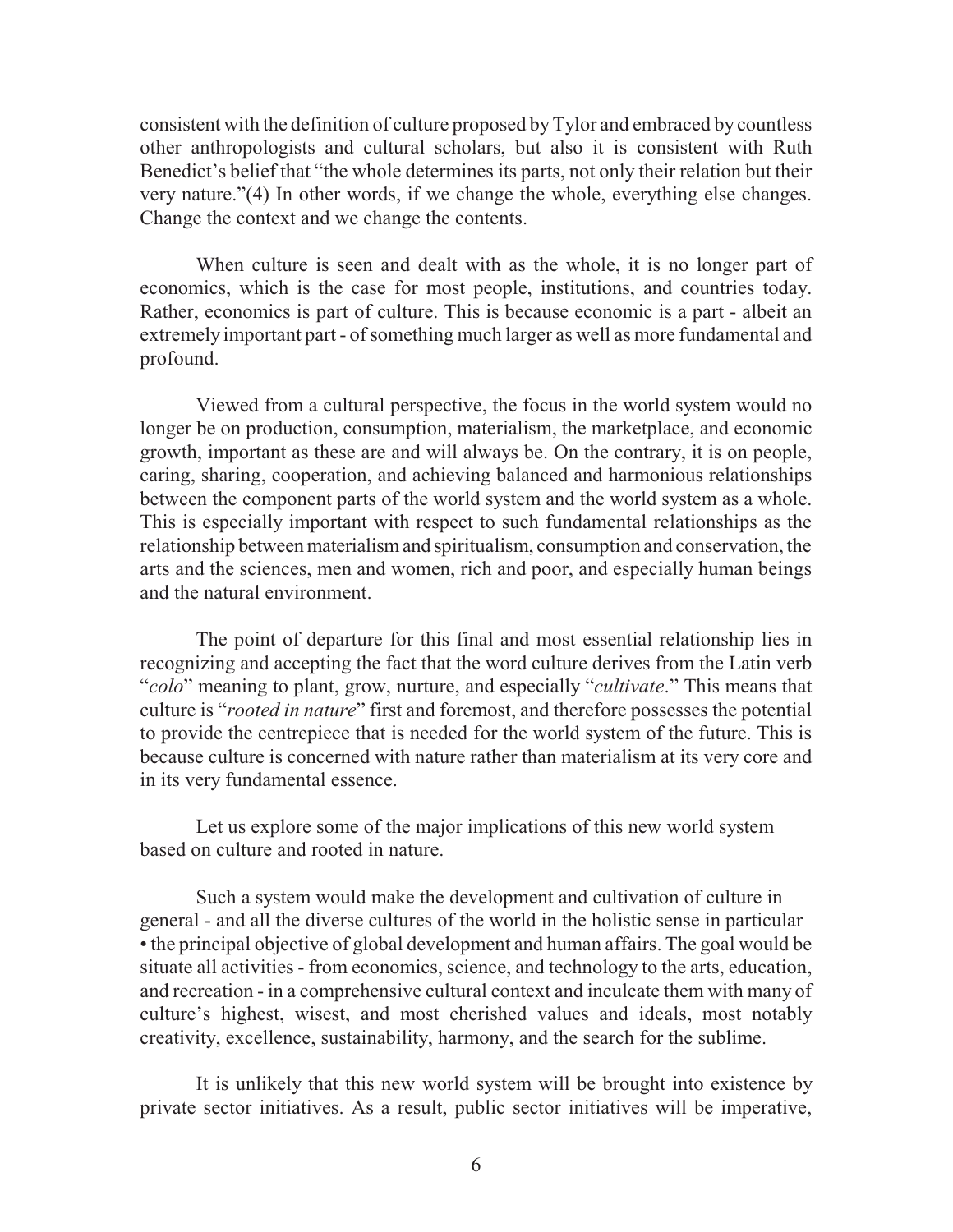consistent with the definition of culture proposed by Tylor and embraced by countless other anthropologists and cultural scholars, but also it is consistent with Ruth Benedict's belief that "the whole determines its parts, not only their relation but their very nature."(4) In other words, if we change the whole, everything else changes. Change the context and we change the contents.

When culture is seen and dealt with as the whole, it is no longer part of economics, which is the case for most people, institutions, and countries today. Rather, economics is part of culture. This is because economic is a part - albeit an extremely important part - of something much larger as well as more fundamental and profound.

Viewed from a cultural perspective, the focus in the world system would no longer be on production, consumption, materialism, the marketplace, and economic growth, important as these are and will always be. On the contrary, it is on people, caring, sharing, cooperation, and achieving balanced and harmonious relationships between the component parts of the world system and the world system as a whole. This is especially important with respect to such fundamental relationships as the relationship between materialism and spiritualism, consumption and conservation, the arts and the sciences, men and women, rich and poor, and especially human beings and the natural environment.

The point of departure for this final and most essential relationship lies in recognizing and accepting the fact that the word culture derives from the Latin verb "*colo*" meaning to plant, grow, nurture, and especially "*cultivate*." This means that culture is "*rooted in nature*" first and foremost, and therefore possesses the potential to provide the centrepiece that is needed for the world system of the future. This is because culture is concerned with nature rather than materialism at its very core and in its very fundamental essence.

Let us explore some of the major implications of this new world system based on culture and rooted in nature.

Such a system would make the development and cultivation of culture in general - and all the diverse cultures of the world in the holistic sense in particular • the principal objective of global development and human affairs. The goal would be situate all activities - from economics, science, and technology to the arts, education, and recreation - in a comprehensive cultural context and inculcate them with many of culture's highest, wisest, and most cherished values and ideals, most notably creativity, excellence, sustainability, harmony, and the search for the sublime.

It is unlikely that this new world system will be brought into existence by private sector initiatives. As a result, public sector initiatives will be imperative,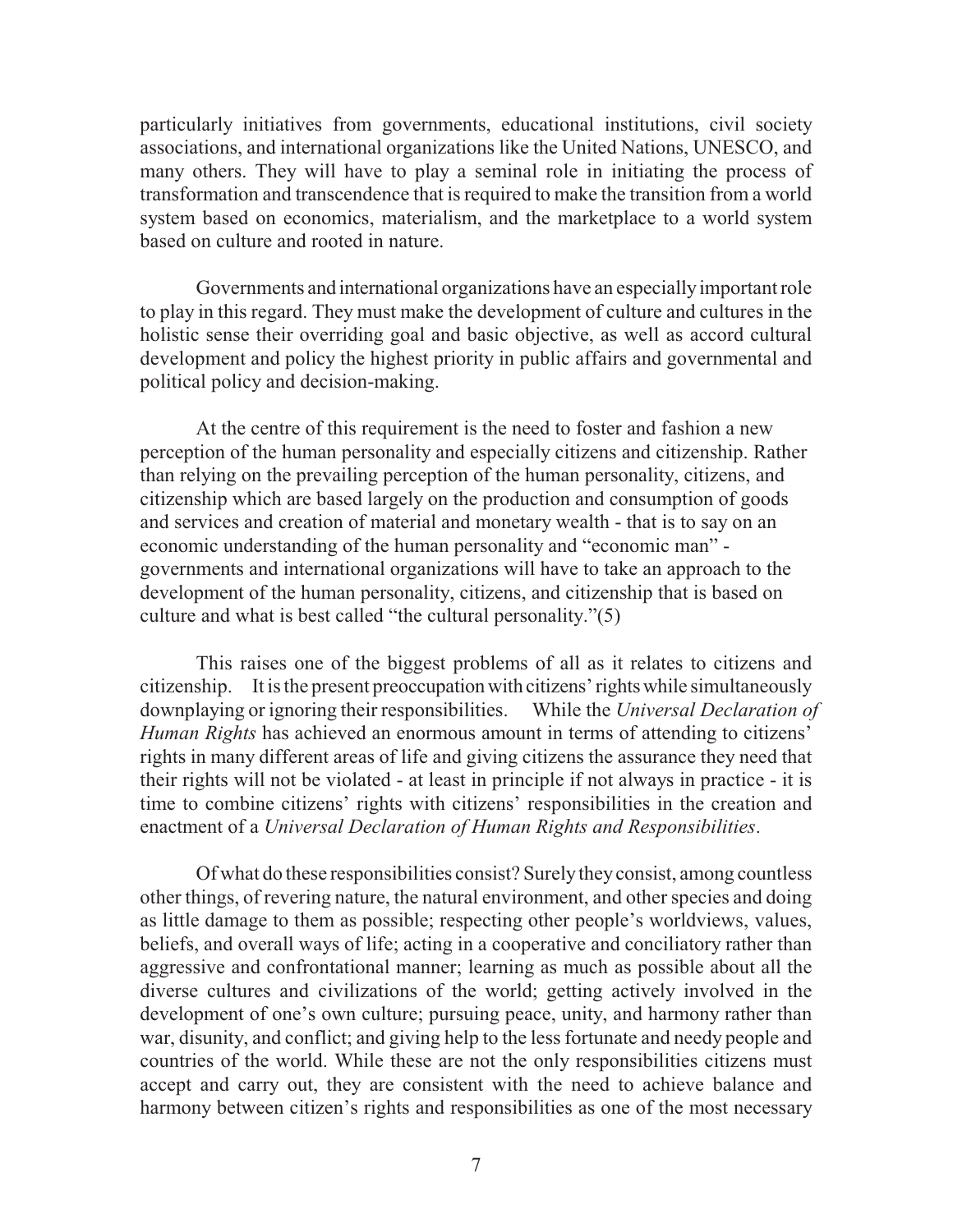particularly initiatives from governments, educational institutions, civil society associations, and international organizations like the United Nations, UNESCO, and many others. They will have to play a seminal role in initiating the process of transformation and transcendence that is required to make the transition from a world system based on economics, materialism, and the marketplace to a world system based on culture and rooted in nature.

Governments and international organizations have an especially important role to play in this regard. They must make the development of culture and cultures in the holistic sense their overriding goal and basic objective, as well as accord cultural development and policy the highest priority in public affairs and governmental and political policy and decision-making.

At the centre of this requirement is the need to foster and fashion a new perception of the human personality and especially citizens and citizenship. Rather than relying on the prevailing perception of the human personality, citizens, and citizenship which are based largely on the production and consumption of goods and services and creation of material and monetary wealth - that is to say on an economic understanding of the human personality and "economic man" - governments and international organizations will have to take an approach to the development of the human personality, citizens, and citizenship that is based on culture and what is best called "the cultural personality."(5)

This raises one of the biggest problems of all as it relates to citizens and citizenship. It is the present preoccupation with citizens' rights while simultaneously downplaying or ignoring their responsibilities. While the *Universal Declaration of Human Rights* has achieved an enormous amount in terms of attending to citizens' rights in many different areas of life and giving citizens the assurance they need that their rights will not be violated - at least in principle if not always in practice - it is time to combine citizens' rights with citizens' responsibilities in the creation and enactment of a *Universal Declaration of Human Rights and Responsibilities*.

Of what do these responsibilities consist? Surely they consist, among countless other things, of revering nature, the natural environment, and other species and doing as little damage to them as possible; respecting other people's worldviews, values, beliefs, and overall ways of life; acting in a cooperative and conciliatory rather than aggressive and confrontational manner; learning as much as possible about all the diverse cultures and civilizations of the world; getting actively involved in the development of one's own culture; pursuing peace, unity, and harmony rather than war, disunity, and conflict; and giving help to the less fortunate and needy people and countries of the world. While these are not the only responsibilities citizens must accept and carry out, they are consistent with the need to achieve balance and harmony between citizen's rights and responsibilities as one of the most necessary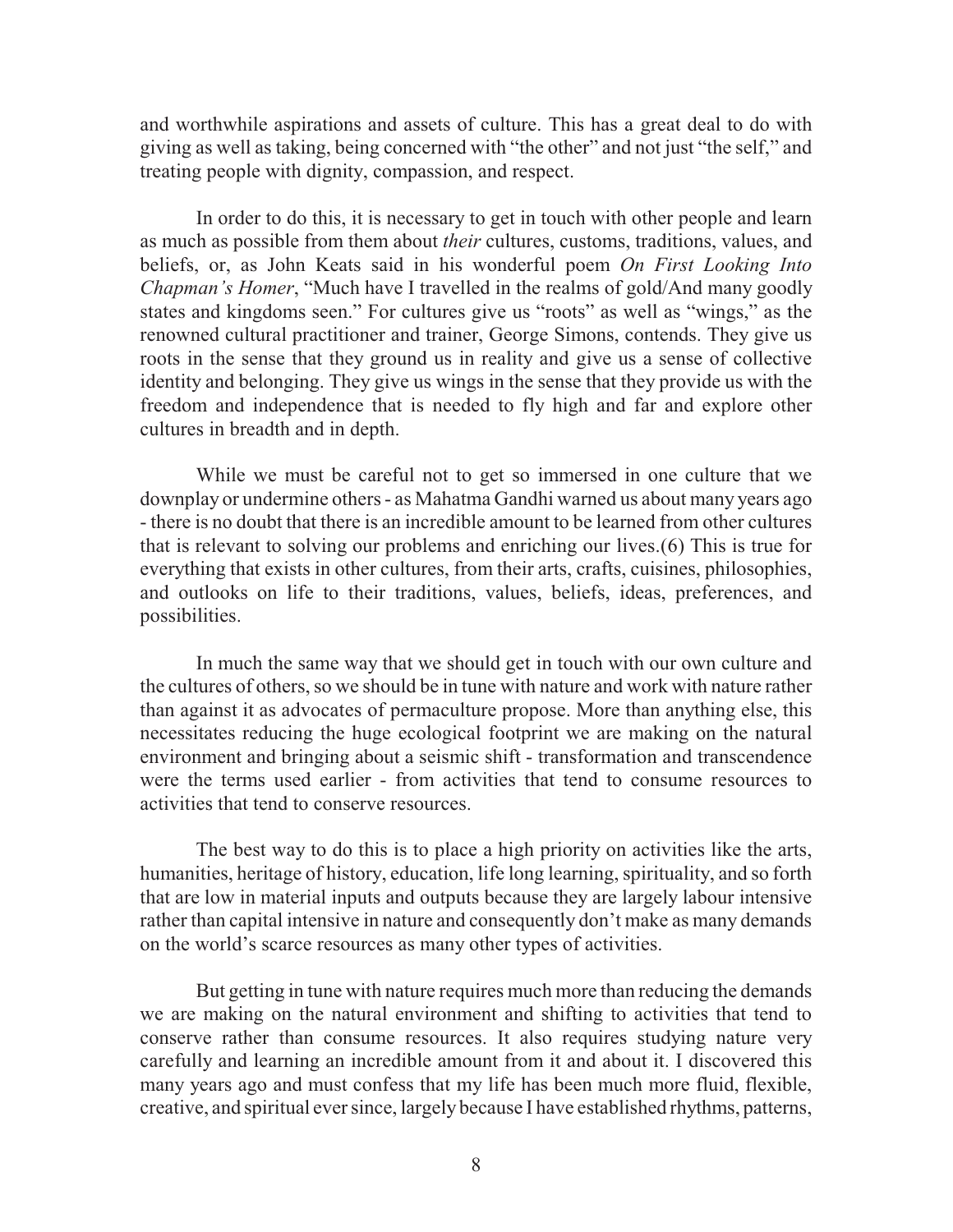and worthwhile aspirations and assets of culture. This has a great deal to do with giving as well as taking, being concerned with "the other" and not just "the self," and treating people with dignity, compassion, and respect.

In order to do this, it is necessary to get in touch with other people and learn as much as possible from them about *their* cultures, customs, traditions, values, and beliefs, or, as John Keats said in his wonderful poem *On First Looking Into Chapman's Homer*, "Much have I travelled in the realms of gold/And many goodly states and kingdoms seen." For cultures give us "roots" as well as "wings," as the renowned cultural practitioner and trainer, George Simons, contends. They give us roots in the sense that they ground us in reality and give us a sense of collective identity and belonging. They give us wings in the sense that they provide us with the freedom and independence that is needed to fly high and far and explore other cultures in breadth and in depth.

While we must be careful not to get so immersed in one culture that we downplay or undermine others - as Mahatma Gandhi warned us about many years ago - there is no doubt that there is an incredible amount to be learned from other cultures that is relevant to solving our problems and enriching our lives.(6) This is true for everything that exists in other cultures, from their arts, crafts, cuisines, philosophies, and outlooks on life to their traditions, values, beliefs, ideas, preferences, and possibilities.

In much the same way that we should get in touch with our own culture and the cultures of others, so we should be in tune with nature and work with nature rather than against it as advocates of permaculture propose. More than anything else, this necessitates reducing the huge ecological footprint we are making on the natural environment and bringing about a seismic shift - transformation and transcendence were the terms used earlier - from activities that tend to consume resources to activities that tend to conserve resources.

The best way to do this is to place a high priority on activities like the arts, humanities, heritage of history, education, life long learning, spirituality, and so forth that are low in material inputs and outputs because they are largely labour intensive rather than capital intensive in nature and consequently don't make as many demands on the world's scarce resources as many other types of activities.

But getting in tune with nature requires much more than reducing the demands we are making on the natural environment and shifting to activities that tend to conserve rather than consume resources. It also requires studying nature very carefully and learning an incredible amount from it and about it. I discovered this many years ago and must confess that my life has been much more fluid, flexible, creative, and spiritual ever since, largely because I have established rhythms, patterns,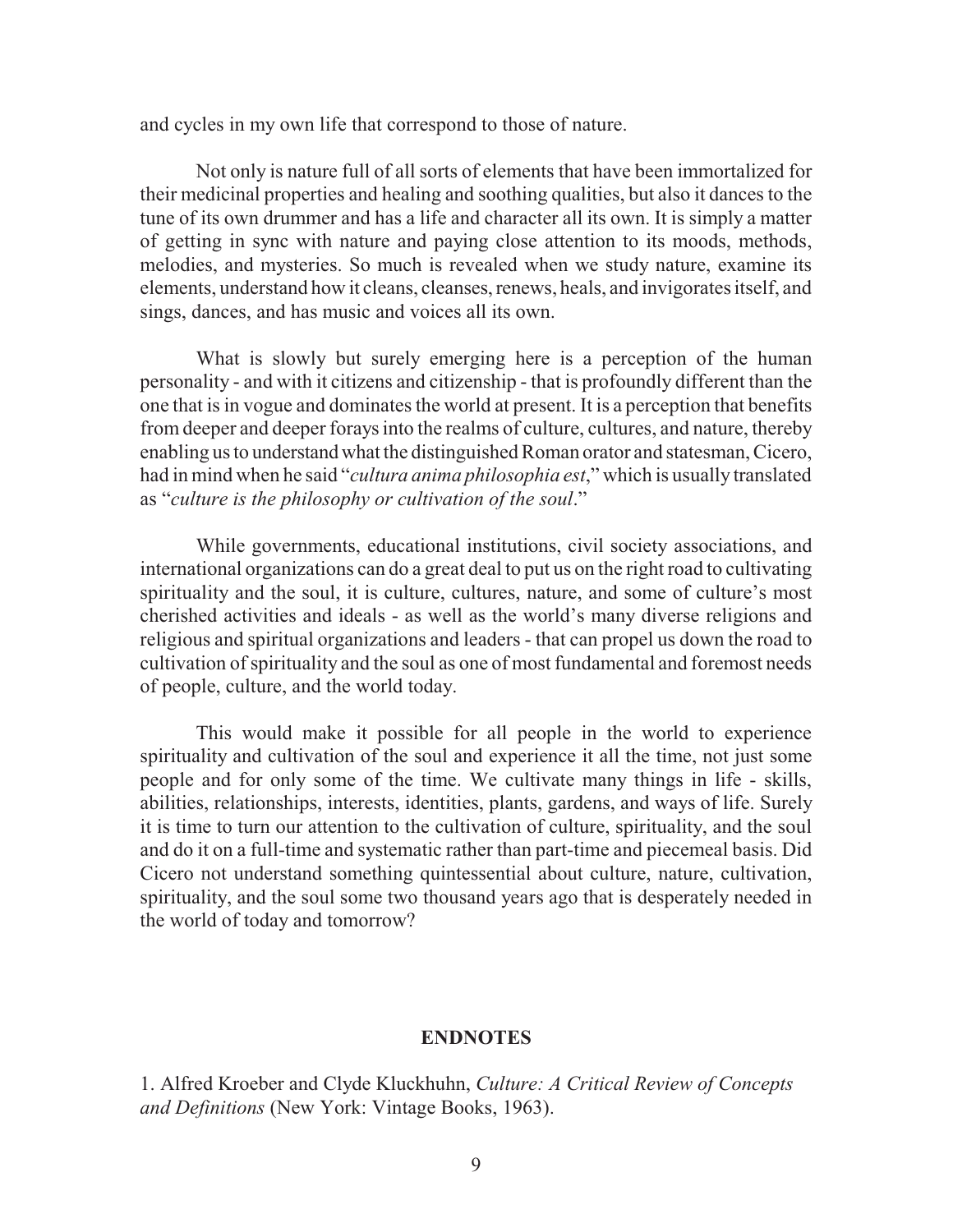and cycles in my own life that correspond to those of nature.

Not only is nature full of all sorts of elements that have been immortalized for their medicinal properties and healing and soothing qualities, but also it dances to the tune of its own drummer and has a life and character all its own. It is simply a matter of getting in sync with nature and paying close attention to its moods, methods, melodies, and mysteries. So much is revealed when we study nature, examine its elements, understand how it cleans, cleanses, renews, heals, and invigorates itself, and sings, dances, and has music and voices all its own.

What is slowly but surely emerging here is a perception of the human personality - and with it citizens and citizenship - that is profoundly different than the one that is in vogue and dominates the world at present. It is a perception that benefits from deeper and deeper forays into the realms of culture, cultures, and nature, thereby enabling us to understand what the distinguished Roman orator and statesman, Cicero, had in mind when he said "*cultura anima philosophia est*," which is usually translated as "*culture is the philosophy or cultivation of the soul*."

While governments, educational institutions, civil society associations, and international organizations can do a great deal to put us on the right road to cultivating spirituality and the soul, it is culture, cultures, nature, and some of culture's most cherished activities and ideals - as well as the world's many diverse religions and religious and spiritual organizations and leaders - that can propel us down the road to cultivation of spirituality and the soul as one of most fundamental and foremost needs of people, culture, and the world today.

This would make it possible for all people in the world to experience spirituality and cultivation of the soul and experience it all the time, not just some people and for only some of the time. We cultivate many things in life - skills, abilities, relationships, interests, identities, plants, gardens, and ways of life. Surely it is time to turn our attention to the cultivation of culture, spirituality, and the soul and do it on a full-time and systematic rather than part-time and piecemeal basis. Did Cicero not understand something quintessential about culture, nature, cultivation, spirituality, and the soul some two thousand years ago that is desperately needed in the world of today and tomorrow?

## ENDNOTES

1. Alfred Kroeber and Clyde Kluckhuhn, *Culture: A Critical Review of Concepts and Definitions* (New York: Vintage Books, 1963).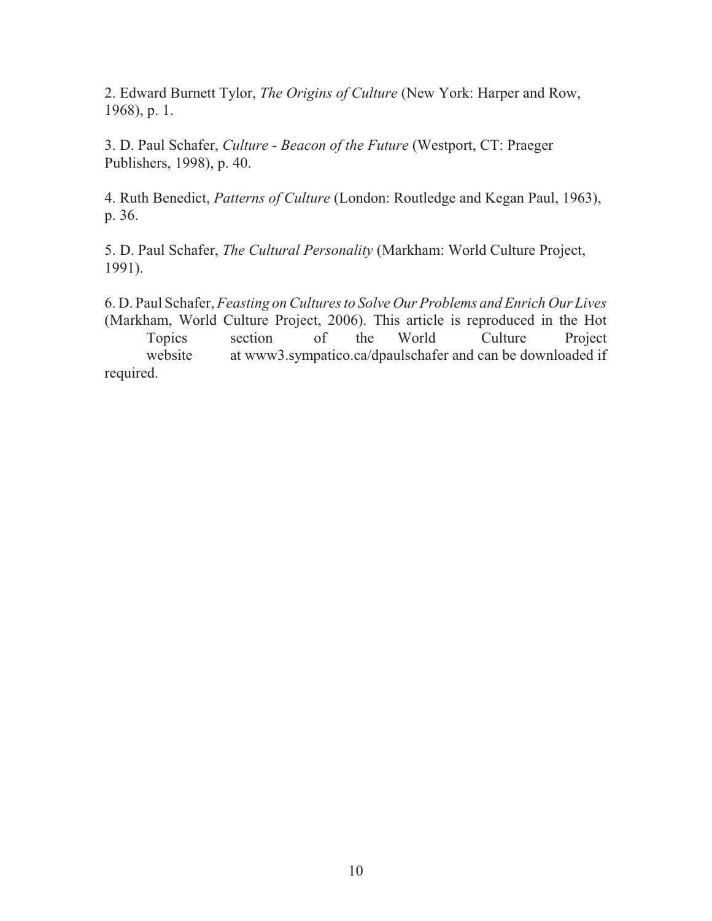2. Edward Burnett Tylor, *The Origins of Culture* (New York: Harper and Row, 1968), p. 1.

3. D. Paul Schafer, *Culture - Beacon of the Future* (Westport, CT: Praeger Publishers, 1998), p. 40.

4. Ruth Benedict, *Patterns of Culture* (London: Routledge and Kegan Paul, 1963), p. 36.

5. D. Paul Schafer, *The Cultural Personality* (Markham: World Culture Project, 1991).

6. D. Paul Schafer, *Feasting on Cultures to Solve Our Problems and Enrich Our Lives* (Markham, World Culture Project, 2006). This article is reproduced in the Hot Topics section of the World Culture Project website at www3.sympatico.ca/dpaulschafer and can be downloaded if required.